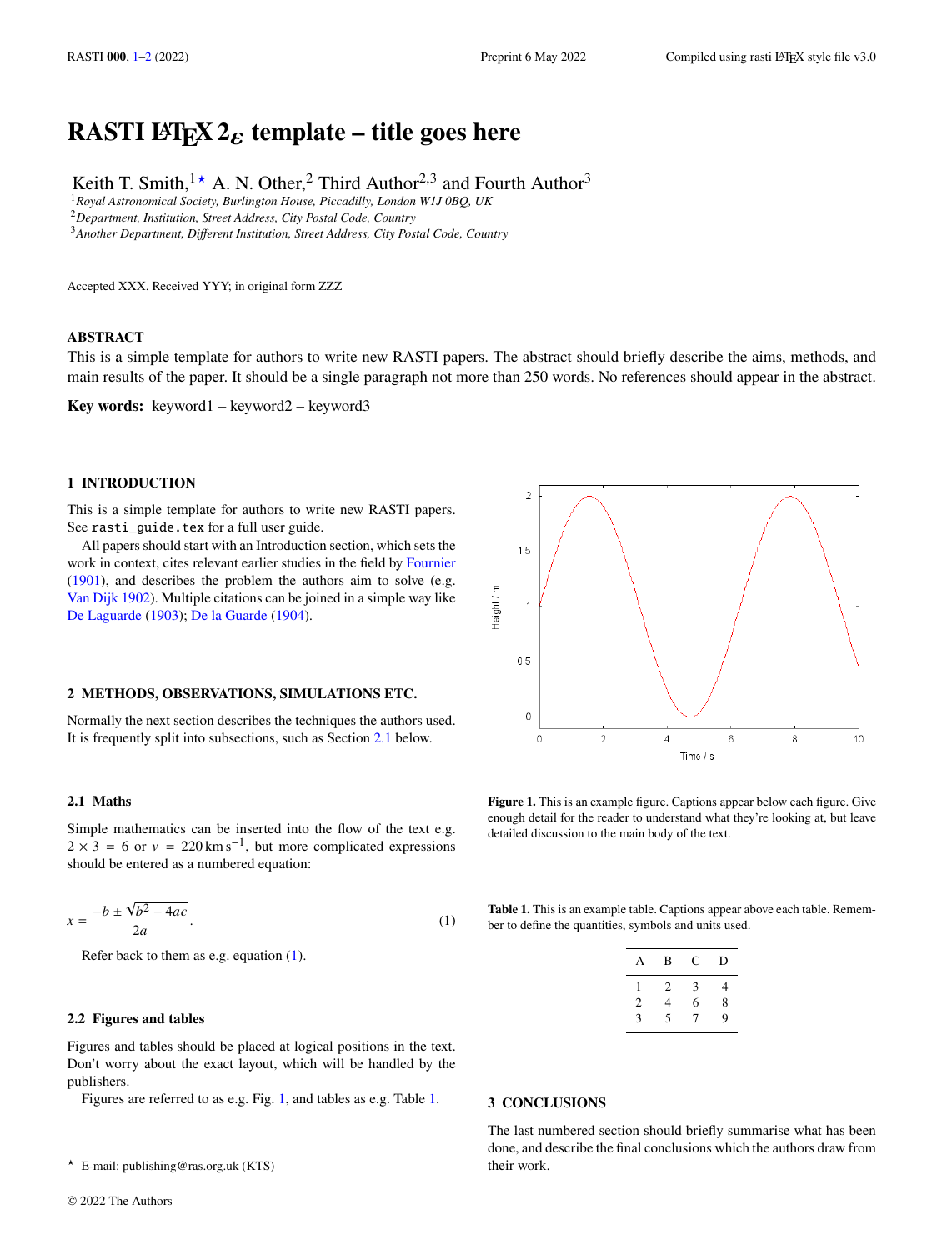# RASTI $\LaTeX\,2_{\varepsilon}$ template – title goes here

Keith T. Smith,[1★] A. N. Other,[2] Third Author[2,3] and Fourth Author[3]

[1]*Royal Astronomical Society, Burlington House, Piccadilly, London W1J 0BQ, UK*
[2]*Department, Institution, Street Address, City Postal Code, Country*
[3]*Another Department, Different Institution, Street Address, City Postal Code, Country*

Accepted XXX. Received YYY; in original form ZZZ

## ABSTRACT

This is a simple template for authors to write new RASTI papers. The abstract should briefly describe the aims, methods, and main results of the paper. It should be a single paragraph not more than 250 words. No references should appear in the abstract.

**Key words:** keyword1 – keyword2 – keyword3

## 1 INTRODUCTION

This is a simple template for authors to write new RASTI papers. See `rasti_guide.tex` for a full user guide.

All papers should start with an Introduction section, which sets the work in context, cites relevant earlier studies in the field by Fournier (1901), and describes the problem the authors aim to solve (e.g. Van Dijk 1902). Multiple citations can be joined in a simple way like De Laguarde (1903); De la Guarde (1904).

## 2 METHODS, OBSERVATIONS, SIMULATIONS ETC.

Normally the next section describes the techniques the authors used. It is frequently split into subsections, such as Section 2.1 below.

### 2.1 Maths

Simple mathematics can be inserted into the flow of the text e.g. $2 \times 3 = 6$ or $v = 220\,\mathrm{km\,s^{-1}}$, but more complicated expressions should be entered as a numbered equation:

$$x = \frac{-b \pm \sqrt{b^2 - 4ac}}{2a}. \tag{1}$$

Refer back to them as e.g. equation (1).

### 2.2 Figures and tables

Figures and tables should be placed at logical positions in the text. Don't worry about the exact layout, which will be handled by the publishers.

Figures are referred to as e.g. Fig. 1, and tables as e.g. Table 1.

Height / m
2
1.5
1
0.5
0
0 2 4 6 8 10
Time / s

**Figure 1.** This is an example figure. Captions appear below each figure. Give enough detail for the reader to understand what they're looking at, but leave detailed discussion to the main body of the text.

**Table 1.** This is an example table. Captions appear above each table. Remember to define the quantities, symbols and units used.

| A | B | C | D |
|---|---|---|---|
| 1 | 2 | 3 | 4 |
| 2 | 4 | 6 | 8 |
| 3 | 5 | 7 | 9 |

## 3 CONCLUSIONS

The last numbered section should briefly summarise what has been done, and describe the final conclusions which the authors draw from their work.

★ E-mail: publishing@ras.org.uk (KTS)

© 2022 The Authors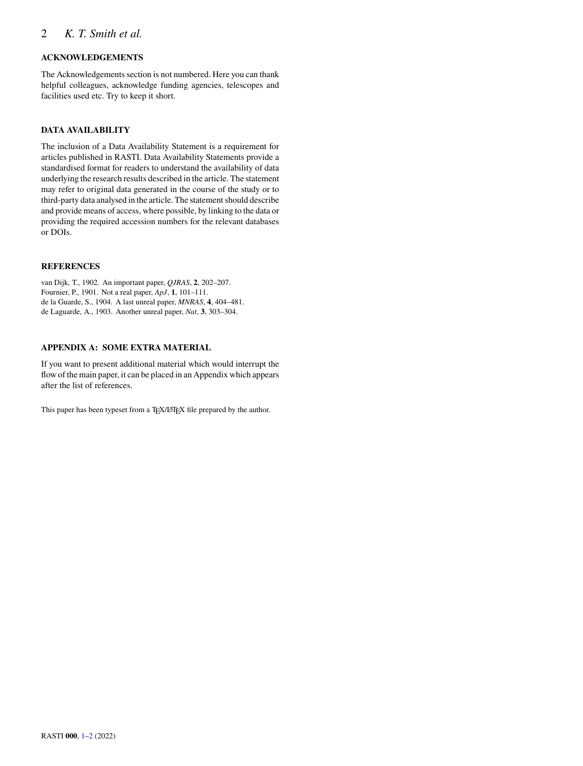## ACKNOWLEDGEMENTS

The Acknowledgements section is not numbered. Here you can thank helpful colleagues, acknowledge funding agencies, telescopes and facilities used etc. Try to keep it short.

## DATA AVAILABILITY

The inclusion of a Data Availability Statement is a requirement for articles published in RASTI. Data Availability Statements provide a standardised format for readers to understand the availability of data underlying the research results described in the article. The statement may refer to original data generated in the course of the study or to third-party data analysed in the article. The statement should describe and provide means of access, where possible, by linking to the data or providing the required accession numbers for the relevant databases or DOIs.

## REFERENCES

van Dijk, T., 1902. An important paper, *QJRAS*, **2**, 202–207.
Fournier, P., 1901. Not a real paper, *ApJ*, **1**, 101–111.
de la Guarde, S., 1904. A last unreal paper, *MNRAS*, **4**, 404–481.
de Laguarde, A., 1903. Another unreal paper, *Nat*, **3**, 303–304.

## APPENDIX A: SOME EXTRA MATERIAL

If you want to present additional material which would interrupt the flow of the main paper, it can be placed in an Appendix which appears after the list of references.

This paper has been typeset from a TEX/LATEX file prepared by the author.